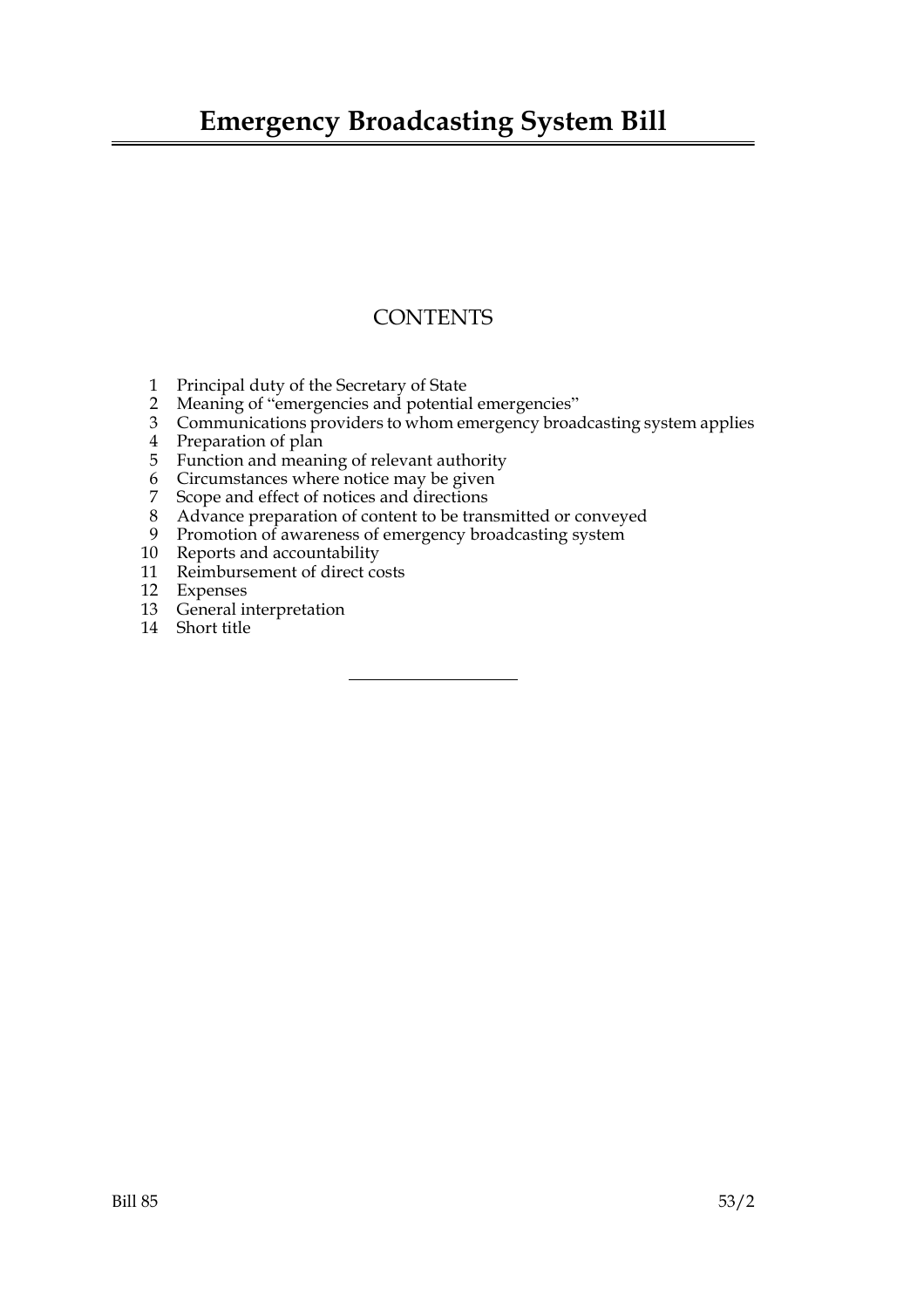# Emergency Broadcasting System Bill

## CONTENTS

1. Principal duty of the Secretary of State
2. Meaning of "emergencies and potential emergencies"
3. Communications providers to whom emergency broadcasting system applies
4. Preparation of plan
5. Function and meaning of relevant authority
6. Circumstances where notice may be given
7. Scope and effect of notices and directions
8. Advance preparation of content to be transmitted or conveyed
9. Promotion of awareness of emergency broadcasting system
10. Reports and accountability
11. Reimbursement of direct costs
12. Expenses
13. General interpretation
14. Short title

Bill 85 53/2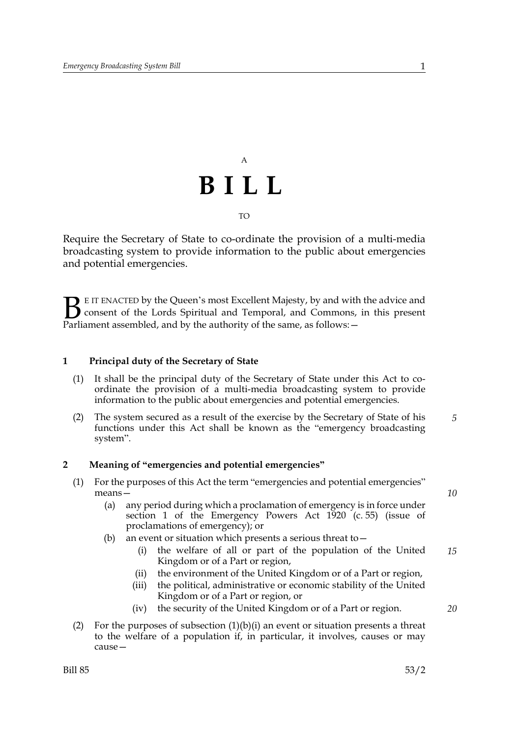A

# B I L L

TO

Require the Secretary of State to co-ordinate the provision of a multi-media broadcasting system to provide information to the public about emergencies and potential emergencies.

BE IT ENACTED by the Queen's most Excellent Majesty, by and with the advice and consent of the Lords Spiritual and Temporal, and Commons, in this present Parliament assembled, and by the authority of the same, as follows:—

### 1 Principal duty of the Secretary of State

(1) It shall be the principal duty of the Secretary of State under this Act to co-ordinate the provision of a multi-media broadcasting system to provide information to the public about emergencies and potential emergencies.

(2) The system secured as a result of the exercise by the Secretary of State of his functions under this Act shall be known as the "emergency broadcasting system".

### 2 Meaning of "emergencies and potential emergencies"

(1) For the purposes of this Act the term "emergencies and potential emergencies" means—

- (a) any period during which a proclamation of emergency is in force under section 1 of the Emergency Powers Act 1920 (c. 55) (issue of proclamations of emergency); or
- (b) an event or situation which presents a serious threat to—
  - (i) the welfare of all or part of the population of the United Kingdom or of a Part or region,
  - (ii) the environment of the United Kingdom or of a Part or region,
  - (iii) the political, administrative or economic stability of the United Kingdom or of a Part or region, or
  - (iv) the security of the United Kingdom or of a Part or region.

(2) For the purposes of subsection (1)(b)(i) an event or situation presents a threat to the welfare of a population if, in particular, it involves, causes or may cause—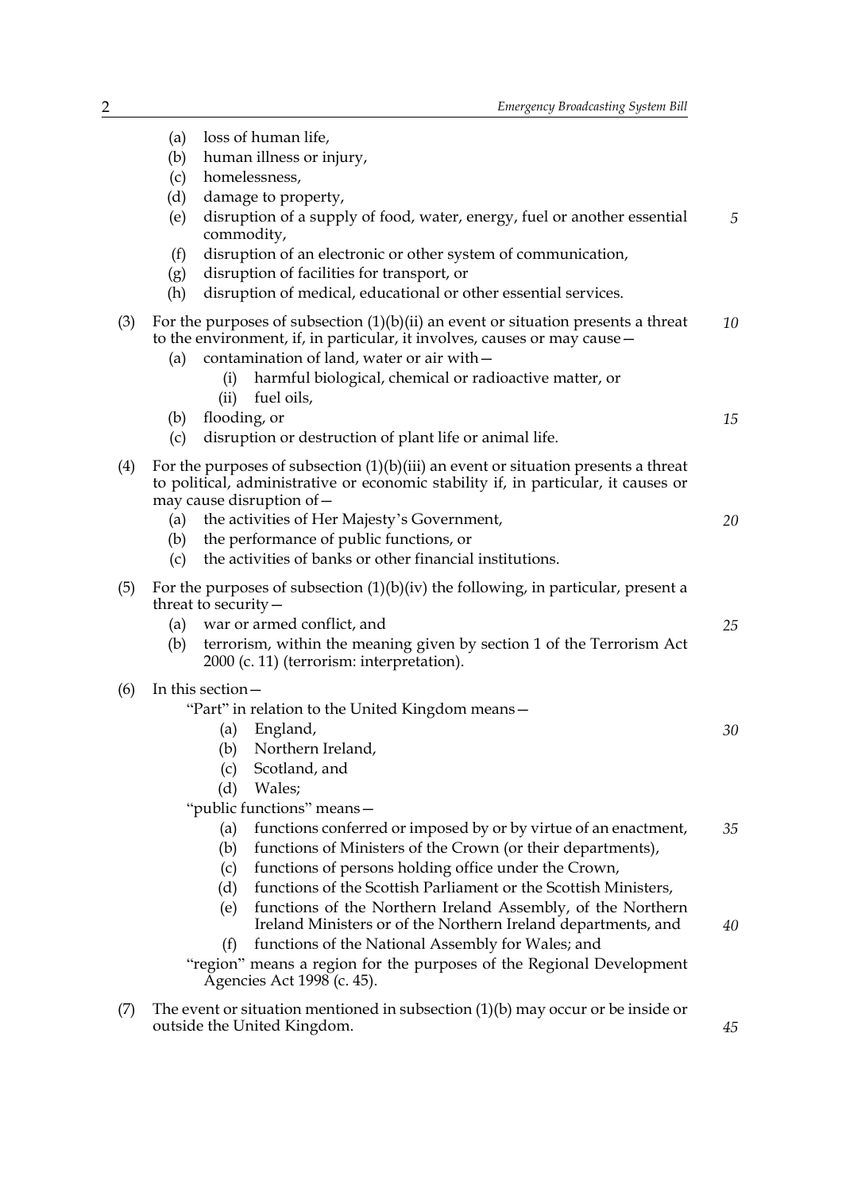(a) loss of human life,

(b) human illness or injury,

(c) homelessness,

(d) damage to property,

(e) disruption of a supply of food, water, energy, fuel or another essential commodity,

(f) disruption of an electronic or other system of communication,

(g) disruption of facilities for transport, or

(h) disruption of medical, educational or other essential services.

(3) For the purposes of subsection (1)(b)(ii) an event or situation presents a threat to the environment, if, in particular, it involves, causes or may cause—

(a) contamination of land, water or air with—

(i) harmful biological, chemical or radioactive matter, or

(ii) fuel oils,

(b) flooding, or

(c) disruption or destruction of plant life or animal life.

(4) For the purposes of subsection (1)(b)(iii) an event or situation presents a threat to political, administrative or economic stability if, in particular, it causes or may cause disruption of—

(a) the activities of Her Majesty's Government,

(b) the performance of public functions, or

(c) the activities of banks or other financial institutions.

(5) For the purposes of subsection (1)(b)(iv) the following, in particular, present a threat to security—

(a) war or armed conflict, and

(b) terrorism, within the meaning given by section 1 of the Terrorism Act 2000 (c. 11) (terrorism: interpretation).

(6) In this section—

"Part" in relation to the United Kingdom means—

(a) England,

(b) Northern Ireland,

(c) Scotland, and

(d) Wales;

"public functions" means—

(a) functions conferred or imposed by or by virtue of an enactment,

(b) functions of Ministers of the Crown (or their departments),

(c) functions of persons holding office under the Crown,

(d) functions of the Scottish Parliament or the Scottish Ministers,

(e) functions of the Northern Ireland Assembly, of the Northern Ireland Ministers or of the Northern Ireland departments, and

(f) functions of the National Assembly for Wales; and

"region" means a region for the purposes of the Regional Development Agencies Act 1998 (c. 45).

(7) The event or situation mentioned in subsection (1)(b) may occur or be inside or outside the United Kingdom.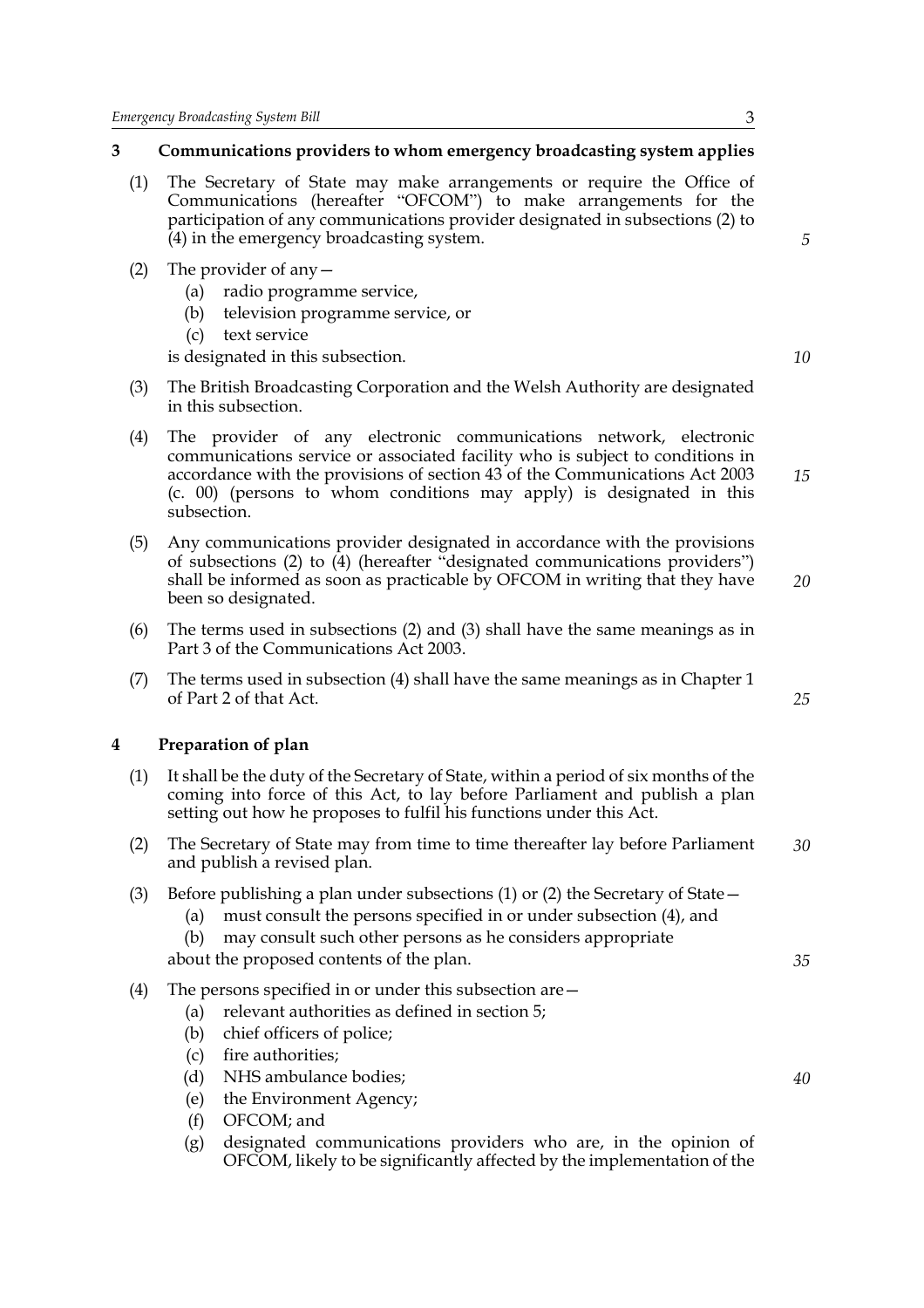## 3 Communications providers to whom emergency broadcasting system applies

(1) The Secretary of State may make arrangements or require the Office of Communications (hereafter "OFCOM") to make arrangements for the participation of any communications provider designated in subsections (2) to (4) in the emergency broadcasting system.

(2) The provider of any—

- (a) radio programme service,
- (b) television programme service, or
- (c) text service

is designated in this subsection.

(3) The British Broadcasting Corporation and the Welsh Authority are designated in this subsection.

(4) The provider of any electronic communications network, electronic communications service or associated facility who is subject to conditions in accordance with the provisions of section 43 of the Communications Act 2003 (c. 00) (persons to whom conditions may apply) is designated in this subsection.

(5) Any communications provider designated in accordance with the provisions of subsections (2) to (4) (hereafter "designated communications providers") shall be informed as soon as practicable by OFCOM in writing that they have been so designated.

(6) The terms used in subsections (2) and (3) shall have the same meanings as in Part 3 of the Communications Act 2003.

(7) The terms used in subsection (4) shall have the same meanings as in Chapter 1 of Part 2 of that Act.

## 4 Preparation of plan

(1) It shall be the duty of the Secretary of State, within a period of six months of the coming into force of this Act, to lay before Parliament and publish a plan setting out how he proposes to fulfil his functions under this Act.

(2) The Secretary of State may from time to time thereafter lay before Parliament and publish a revised plan.

(3) Before publishing a plan under subsections (1) or (2) the Secretary of State—

- (a) must consult the persons specified in or under subsection (4), and
- (b) may consult such other persons as he considers appropriate

about the proposed contents of the plan.

(4) The persons specified in or under this subsection are—

- (a) relevant authorities as defined in section 5;
- (b) chief officers of police;
- (c) fire authorities;
- (d) NHS ambulance bodies;
- (e) the Environment Agency;
- (f) OFCOM; and
- (g) designated communications providers who are, in the opinion of OFCOM, likely to be significantly affected by the implementation of the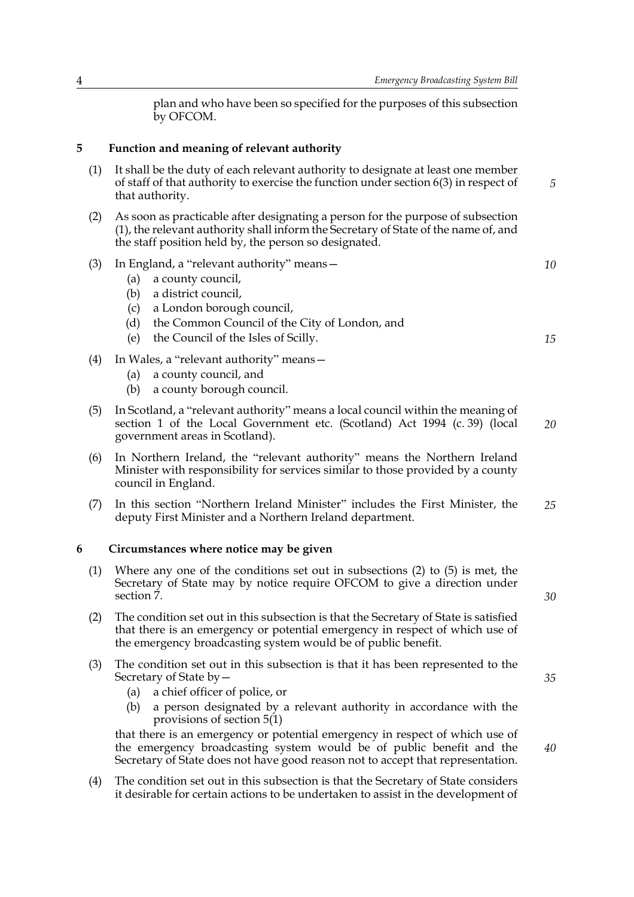plan and who have been so specified for the purposes of this subsection by OFCOM.

## 5 Function and meaning of relevant authority

(1) It shall be the duty of each relevant authority to designate at least one member of staff of that authority to exercise the function under section 6(3) in respect of that authority.

(2) As soon as practicable after designating a person for the purpose of subsection (1), the relevant authority shall inform the Secretary of State of the name of, and the staff position held by, the person so designated.

(3) In England, a "relevant authority" means—
 (a) a county council,
 (b) a district council,
 (c) a London borough council,
 (d) the Common Council of the City of London, and
 (e) the Council of the Isles of Scilly.

(4) In Wales, a "relevant authority" means—
 (a) a county council, and
 (b) a county borough council.

(5) In Scotland, a "relevant authority" means a local council within the meaning of section 1 of the Local Government etc. (Scotland) Act 1994 (c. 39) (local government areas in Scotland).

(6) In Northern Ireland, the "relevant authority" means the Northern Ireland Minister with responsibility for services similar to those provided by a county council in England.

(7) In this section "Northern Ireland Minister" includes the First Minister, the deputy First Minister and a Northern Ireland department.

## 6 Circumstances where notice may be given

(1) Where any one of the conditions set out in subsections (2) to (5) is met, the Secretary of State may by notice require OFCOM to give a direction under section 7.

(2) The condition set out in this subsection is that the Secretary of State is satisfied that there is an emergency or potential emergency in respect of which use of the emergency broadcasting system would be of public benefit.

(3) The condition set out in this subsection is that it has been represented to the Secretary of State by—
 (a) a chief officer of police, or
 (b) a person designated by a relevant authority in accordance with the provisions of section 5(1)

that there is an emergency or potential emergency in respect of which use of the emergency broadcasting system would be of public benefit and the Secretary of State does not have good reason not to accept that representation.

(4) The condition set out in this subsection is that the Secretary of State considers it desirable for certain actions to be undertaken to assist in the development of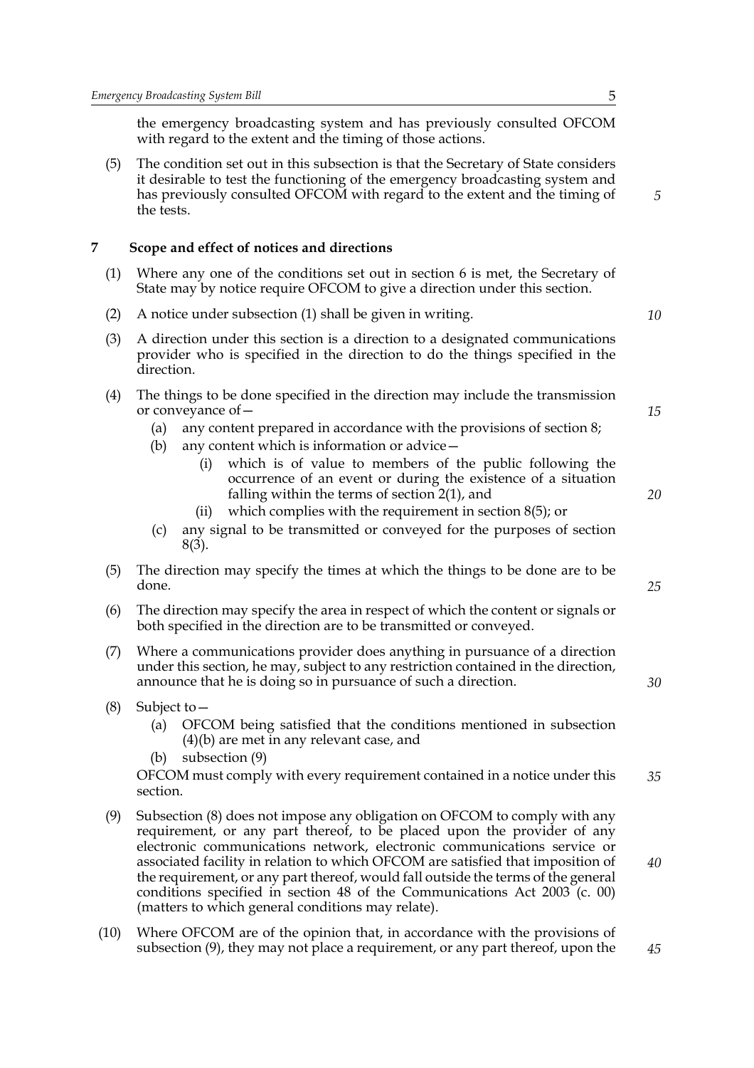the emergency broadcasting system and has previously consulted OFCOM with regard to the extent and the timing of those actions.

(5) The condition set out in this subsection is that the Secretary of State considers it desirable to test the functioning of the emergency broadcasting system and has previously consulted OFCOM with regard to the extent and the timing of the tests.

## 7 Scope and effect of notices and directions

(1) Where any one of the conditions set out in section 6 is met, the Secretary of State may by notice require OFCOM to give a direction under this section.

(2) A notice under subsection (1) shall be given in writing.

(3) A direction under this section is a direction to a designated communications provider who is specified in the direction to do the things specified in the direction.

(4) The things to be done specified in the direction may include the transmission or conveyance of—

- (a) any content prepared in accordance with the provisions of section 8;
- (b) any content which is information or advice—
  - (i) which is of value to members of the public following the occurrence of an event or during the existence of a situation falling within the terms of section 2(1), and
  - (ii) which complies with the requirement in section 8(5); or
- (c) any signal to be transmitted or conveyed for the purposes of section 8(3).

(5) The direction may specify the times at which the things to be done are to be done.

(6) The direction may specify the area in respect of which the content or signals or both specified in the direction are to be transmitted or conveyed.

(7) Where a communications provider does anything in pursuance of a direction under this section, he may, subject to any restriction contained in the direction, announce that he is doing so in pursuance of such a direction.

(8) Subject to—

- (a) OFCOM being satisfied that the conditions mentioned in subsection (4)(b) are met in any relevant case, and
- (b) subsection (9)

OFCOM must comply with every requirement contained in a notice under this section.

(9) Subsection (8) does not impose any obligation on OFCOM to comply with any requirement, or any part thereof, to be placed upon the provider of any electronic communications network, electronic communications service or associated facility in relation to which OFCOM are satisfied that imposition of the requirement, or any part thereof, would fall outside the terms of the general conditions specified in section 48 of the Communications Act 2003 (c. 00) (matters to which general conditions may relate).

(10) Where OFCOM are of the opinion that, in accordance with the provisions of subsection (9), they may not place a requirement, or any part thereof, upon the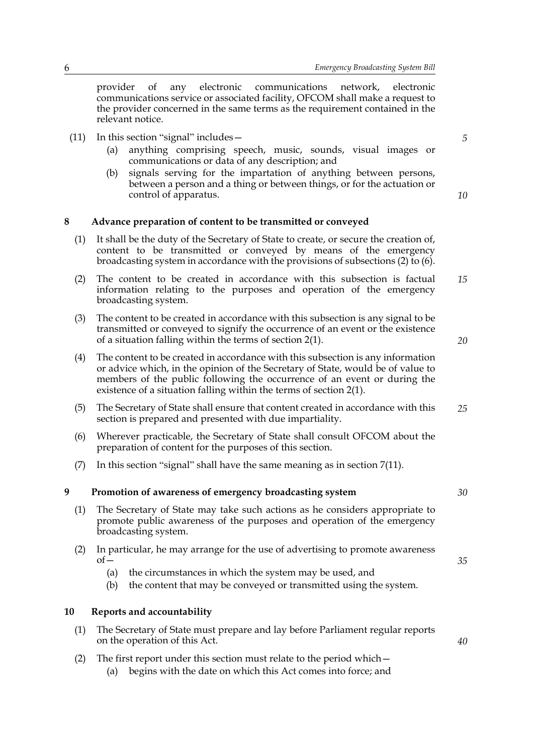provider of any electronic communications network, electronic communications service or associated facility, OFCOM shall make a request to the provider concerned in the same terms as the requirement contained in the relevant notice.

(11) In this section "signal" includes—

(a) anything comprising speech, music, sounds, visual images or communications or data of any description; and

(b) signals serving for the impartation of anything between persons, between a person and a thing or between things, or for the actuation or control of apparatus.

## 8 Advance preparation of content to be transmitted or conveyed

(1) It shall be the duty of the Secretary of State to create, or secure the creation of, content to be transmitted or conveyed by means of the emergency broadcasting system in accordance with the provisions of subsections (2) to (6).

(2) The content to be created in accordance with this subsection is factual information relating to the purposes and operation of the emergency broadcasting system.

(3) The content to be created in accordance with this subsection is any signal to be transmitted or conveyed to signify the occurrence of an event or the existence of a situation falling within the terms of section 2(1).

(4) The content to be created in accordance with this subsection is any information or advice which, in the opinion of the Secretary of State, would be of value to members of the public following the occurrence of an event or during the existence of a situation falling within the terms of section 2(1).

(5) The Secretary of State shall ensure that content created in accordance with this section is prepared and presented with due impartiality.

(6) Wherever practicable, the Secretary of State shall consult OFCOM about the preparation of content for the purposes of this section.

(7) In this section "signal" shall have the same meaning as in section 7(11).

## 9 Promotion of awareness of emergency broadcasting system

(1) The Secretary of State may take such actions as he considers appropriate to promote public awareness of the purposes and operation of the emergency broadcasting system.

(2) In particular, he may arrange for the use of advertising to promote awareness of—

(a) the circumstances in which the system may be used, and

(b) the content that may be conveyed or transmitted using the system.

## 10 Reports and accountability

(1) The Secretary of State must prepare and lay before Parliament regular reports on the operation of this Act.

(2) The first report under this section must relate to the period which—

(a) begins with the date on which this Act comes into force; and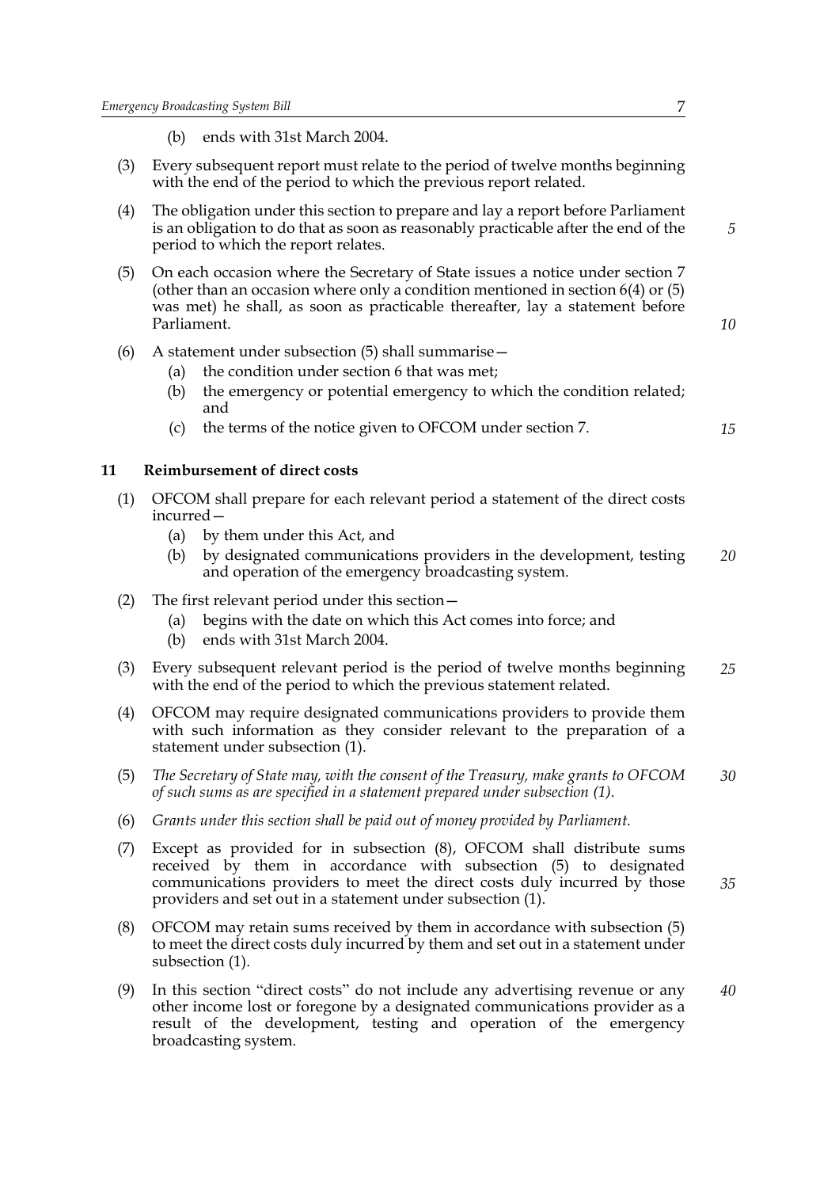(b) ends with 31st March 2004.

(3) Every subsequent report must relate to the period of twelve months beginning with the end of the period to which the previous report related.

(4) The obligation under this section to prepare and lay a report before Parliament is an obligation to do that as soon as reasonably practicable after the end of the period to which the report relates.

(5) On each occasion where the Secretary of State issues a notice under section 7 (other than an occasion where only a condition mentioned in section 6(4) or (5) was met) he shall, as soon as practicable thereafter, lay a statement before Parliament.

(6) A statement under subsection (5) shall summarise—

- (a) the condition under section 6 that was met;
- (b) the emergency or potential emergency to which the condition related; and
- (c) the terms of the notice given to OFCOM under section 7.

## 11 Reimbursement of direct costs

(1) OFCOM shall prepare for each relevant period a statement of the direct costs incurred—

- (a) by them under this Act, and
- (b) by designated communications providers in the development, testing and operation of the emergency broadcasting system.

(2) The first relevant period under this section—

- (a) begins with the date on which this Act comes into force; and
- (b) ends with 31st March 2004.

(3) Every subsequent relevant period is the period of twelve months beginning with the end of the period to which the previous statement related.

(4) OFCOM may require designated communications providers to provide them with such information as they consider relevant to the preparation of a statement under subsection (1).

(5) *The Secretary of State may, with the consent of the Treasury, make grants to OFCOM of such sums as are specified in a statement prepared under subsection (1).*

(6) *Grants under this section shall be paid out of money provided by Parliament.*

(7) Except as provided for in subsection (8), OFCOM shall distribute sums received by them in accordance with subsection (5) to designated communications providers to meet the direct costs duly incurred by those providers and set out in a statement under subsection (1).

(8) OFCOM may retain sums received by them in accordance with subsection (5) to meet the direct costs duly incurred by them and set out in a statement under subsection (1).

(9) In this section "direct costs" do not include any advertising revenue or any other income lost or foregone by a designated communications provider as a result of the development, testing and operation of the emergency broadcasting system.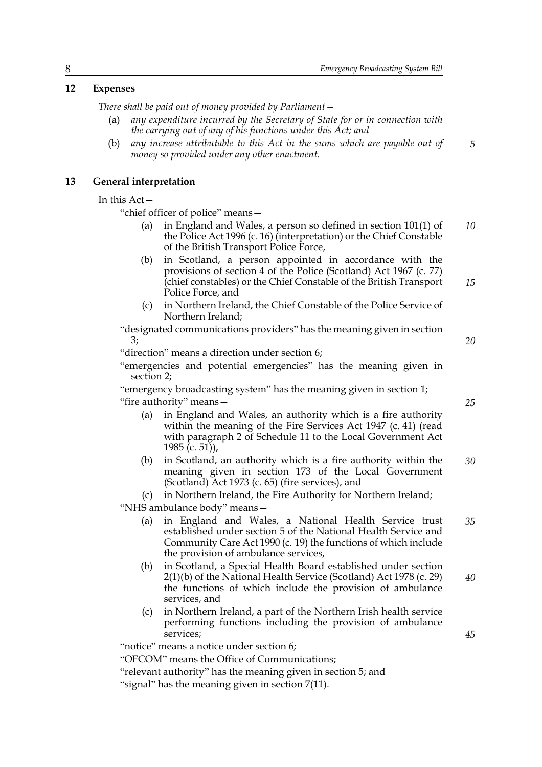## 12 Expenses

*There shall be paid out of money provided by Parliament—*

(a) *any expenditure incurred by the Secretary of State for or in connection with the carrying out of any of his functions under this Act; and*

(b) *any increase attributable to this Act in the sums which are payable out of money so provided under any other enactment.*

## 13 General interpretation

In this Act—

"chief officer of police" means—

(a) in England and Wales, a person so defined in section 101(1) of the Police Act 1996 (c. 16) (interpretation) or the Chief Constable of the British Transport Police Force,

(b) in Scotland, a person appointed in accordance with the provisions of section 4 of the Police (Scotland) Act 1967 (c. 77) (chief constables) or the Chief Constable of the British Transport Police Force, and

(c) in Northern Ireland, the Chief Constable of the Police Service of Northern Ireland;

"designated communications providers" has the meaning given in section 3;

"direction" means a direction under section 6;

"emergencies and potential emergencies" has the meaning given in section 2;

"emergency broadcasting system" has the meaning given in section 1;

"fire authority" means—

(a) in England and Wales, an authority which is a fire authority within the meaning of the Fire Services Act 1947 (c. 41) (read with paragraph 2 of Schedule 11 to the Local Government Act 1985 (c. 51)),

(b) in Scotland, an authority which is a fire authority within the meaning given in section 173 of the Local Government (Scotland) Act 1973 (c. 65) (fire services), and

(c) in Northern Ireland, the Fire Authority for Northern Ireland;

"NHS ambulance body" means—

(a) in England and Wales, a National Health Service trust established under section 5 of the National Health Service and Community Care Act 1990 (c. 19) the functions of which include the provision of ambulance services,

(b) in Scotland, a Special Health Board established under section 2(1)(b) of the National Health Service (Scotland) Act 1978 (c. 29) the functions of which include the provision of ambulance services, and

(c) in Northern Ireland, a part of the Northern Irish health service performing functions including the provision of ambulance services;

"notice" means a notice under section 6;

"OFCOM" means the Office of Communications;

"relevant authority" has the meaning given in section 5; and

"signal" has the meaning given in section 7(11).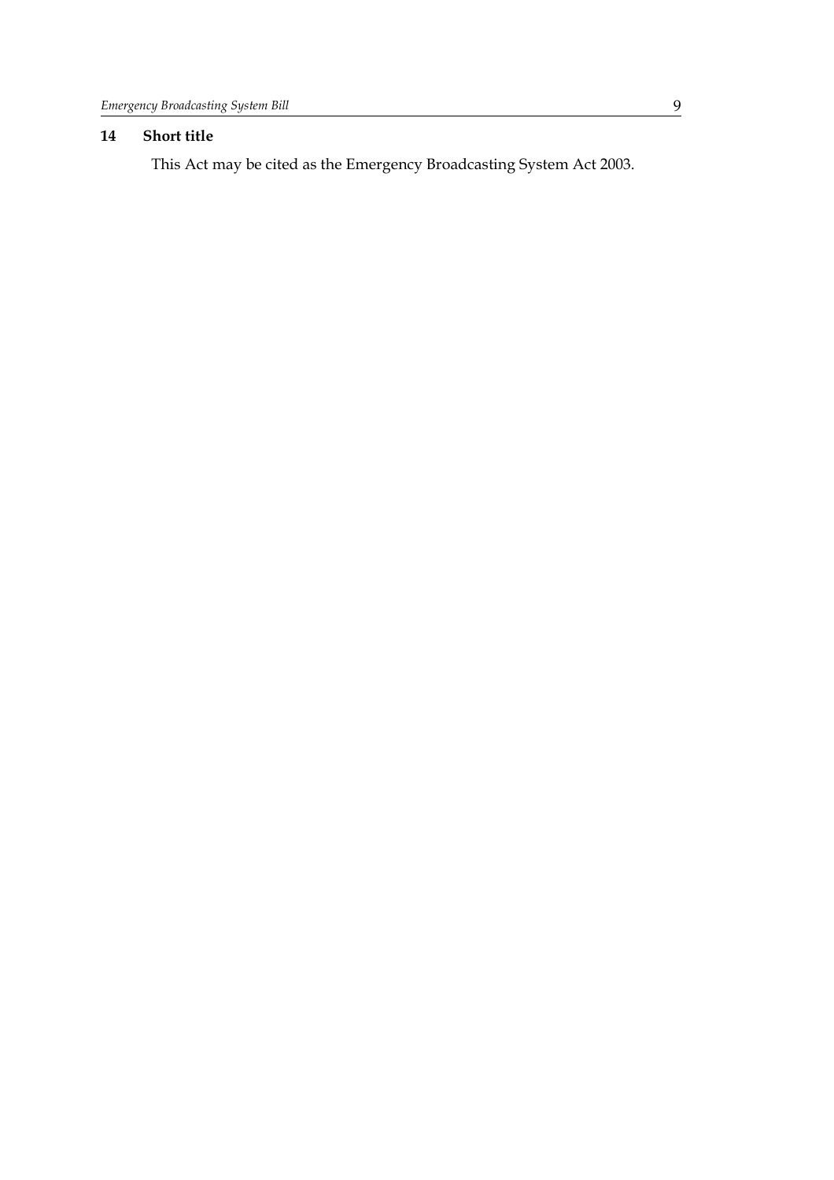**14 Short title**

This Act may be cited as the Emergency Broadcasting System Act 2003.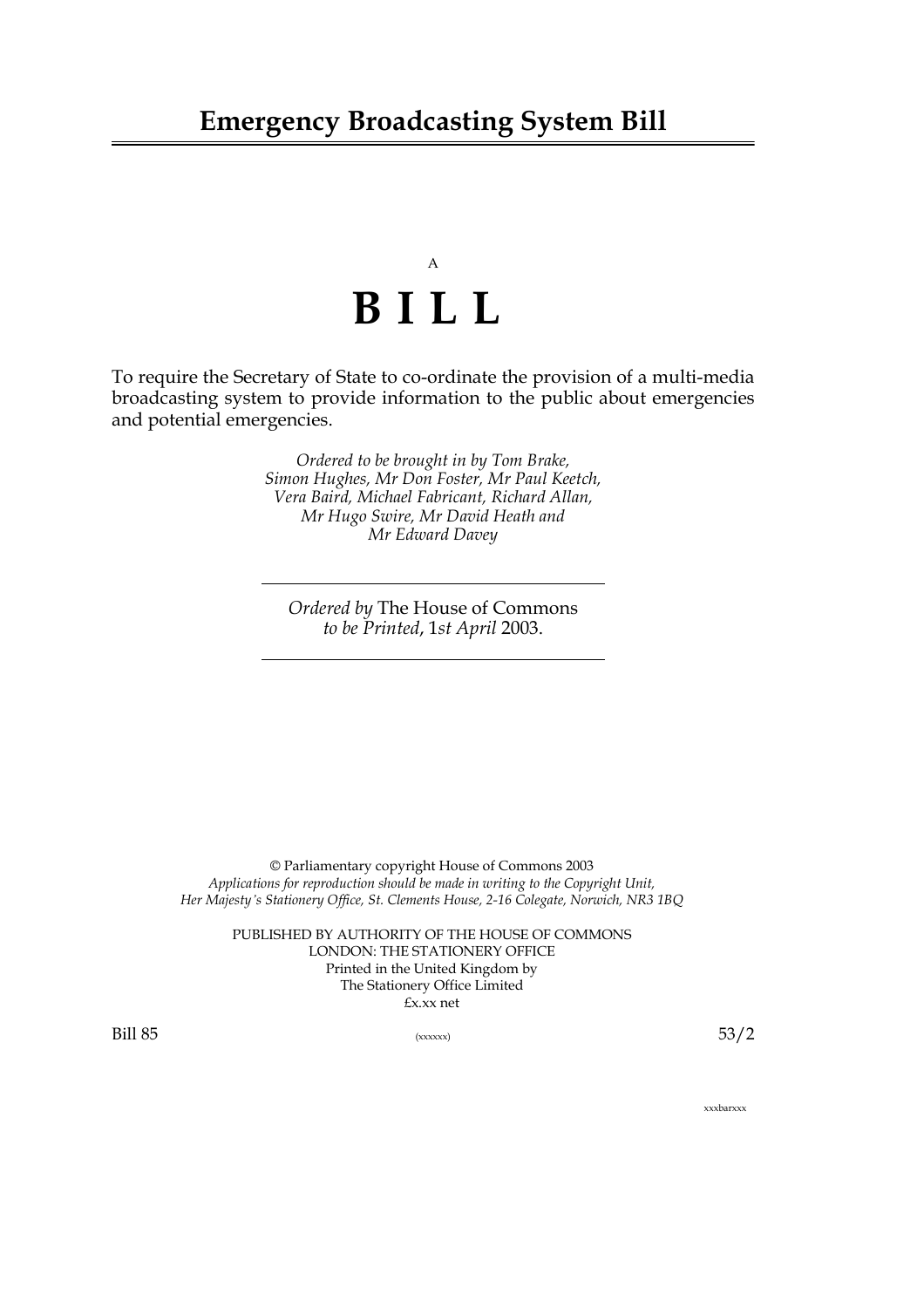# Emergency Broadcasting System Bill

A

# B I L L

To require the Secretary of State to co-ordinate the provision of a multi-media broadcasting system to provide information to the public about emergencies and potential emergencies.

*Ordered to be brought in by Tom Brake, Simon Hughes, Mr Don Foster, Mr Paul Keetch, Vera Baird, Michael Fabricant, Richard Allan, Mr Hugo Swire, Mr David Heath and Mr Edward Davey*

---

*Ordered by* The House of Commons *to be Printed*, 1*st April* 2003.

---

© Parliamentary copyright House of Commons 2003
*Applications for reproduction should be made in writing to the Copyright Unit, Her Majesty's Stationery Office, St. Clements House, 2-16 Colegate, Norwich, NR3 1BQ*

PUBLISHED BY AUTHORITY OF THE HOUSE OF COMMONS
LONDON: THE STATIONERY OFFICE
Printed in the United Kingdom by
The Stationery Office Limited
£x.xx net

Bill 85 (xxxxxx) 53/2

xxxbarxxx